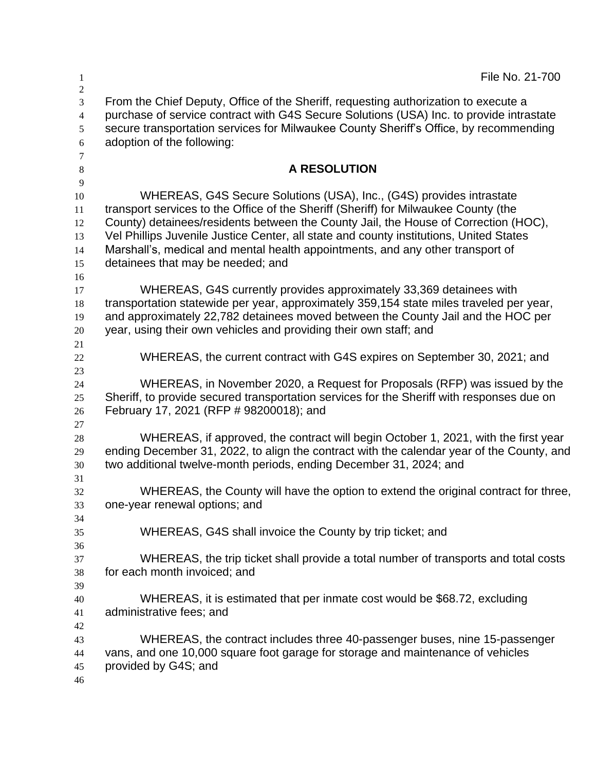File No. 21-700

From the Chief Deputy, Office of the Sheriff, requesting authorization to execute a purchase of service contract with G4S Secure Solutions (USA) Inc. to provide intrastate secure transportation services for Milwaukee County Sheriff's Office, by recommending adoption of the following:

## A RESOLUTION

WHEREAS, G4S Secure Solutions (USA), Inc., (G4S) provides intrastate transport services to the Office of the Sheriff (Sheriff) for Milwaukee County (the County) detainees/residents between the County Jail, the House of Correction (HOC), Vel Phillips Juvenile Justice Center, all state and county institutions, United States Marshall's, medical and mental health appointments, and any other transport of detainees that may be needed; and

WHEREAS, G4S currently provides approximately 33,369 detainees with transportation statewide per year, approximately 359,154 state miles traveled per year, and approximately 22,782 detainees moved between the County Jail and the HOC per year, using their own vehicles and providing their own staff; and

WHEREAS, the current contract with G4S expires on September 30, 2021; and

WHEREAS, in November 2020, a Request for Proposals (RFP) was issued by the Sheriff, to provide secured transportation services for the Sheriff with responses due on February 17, 2021 (RFP # 98200018); and

WHEREAS, if approved, the contract will begin October 1, 2021, with the first year ending December 31, 2022, to align the contract with the calendar year of the County, and two additional twelve-month periods, ending December 31, 2024; and

WHEREAS, the County will have the option to extend the original contract for three, one-year renewal options; and

WHEREAS, G4S shall invoice the County by trip ticket; and

WHEREAS, the trip ticket shall provide a total number of transports and total costs for each month invoiced; and

WHEREAS, it is estimated that per inmate cost would be $68.72, excluding administrative fees; and

WHEREAS, the contract includes three 40-passenger buses, nine 15-passenger vans, and one 10,000 square foot garage for storage and maintenance of vehicles provided by G4S; and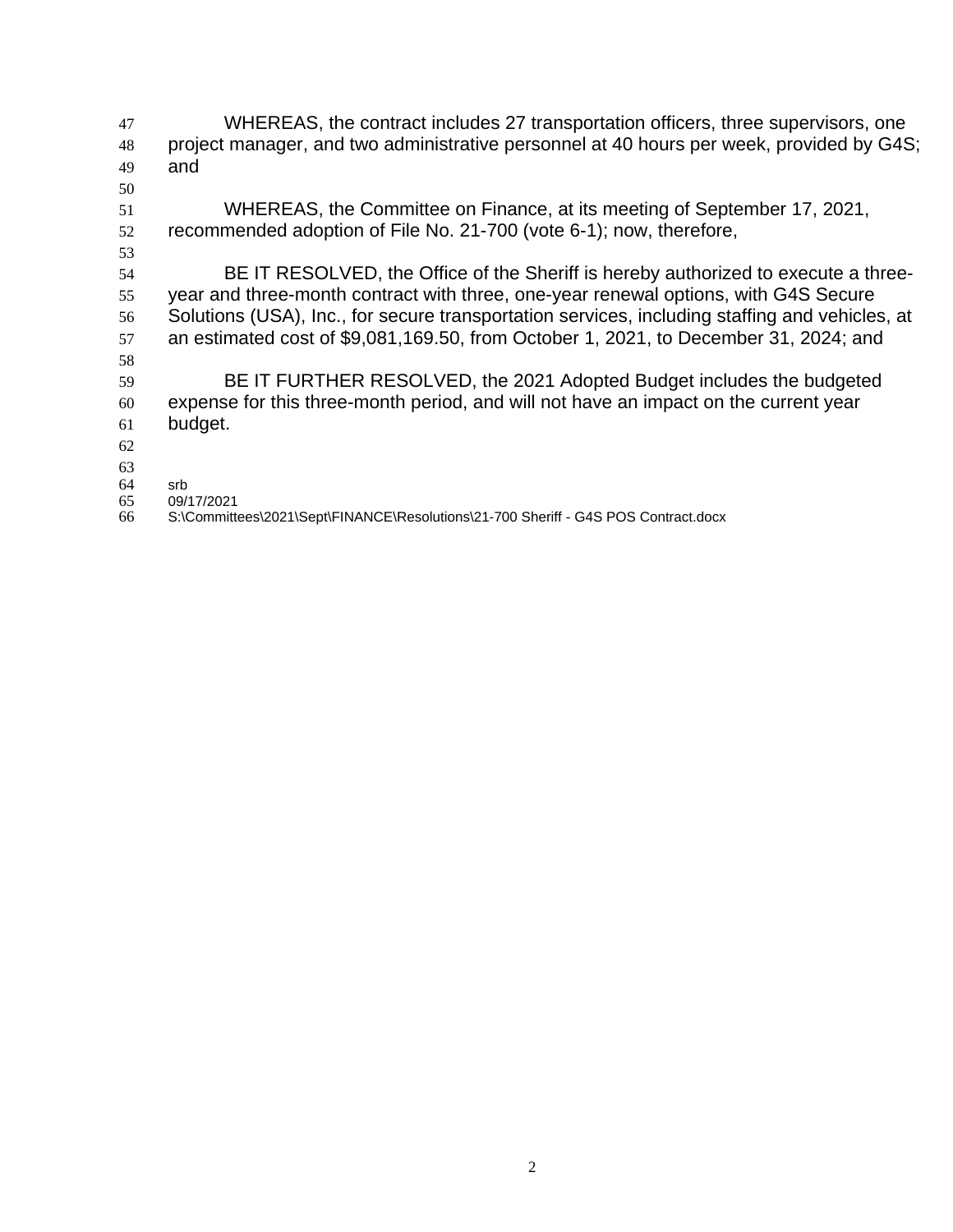WHEREAS, the contract includes 27 transportation officers, three supervisors, one project manager, and two administrative personnel at 40 hours per week, provided by G4S; and

WHEREAS, the Committee on Finance, at its meeting of September 17, 2021, recommended adoption of File No. 21-700 (vote 6-1); now, therefore,

BE IT RESOLVED, the Office of the Sheriff is hereby authorized to execute a three-year and three-month contract with three, one-year renewal options, with G4S Secure Solutions (USA), Inc., for secure transportation services, including staffing and vehicles, at an estimated cost of $9,081,169.50, from October 1, 2021, to December 31, 2024; and

BE IT FURTHER RESOLVED, the 2021 Adopted Budget includes the budgeted expense for this three-month period, and will not have an impact on the current year budget.

srb
09/17/2021
S:\Committees\2021\Sept\FINANCE\Resolutions\21-700 Sheriff - G4S POS Contract.docx